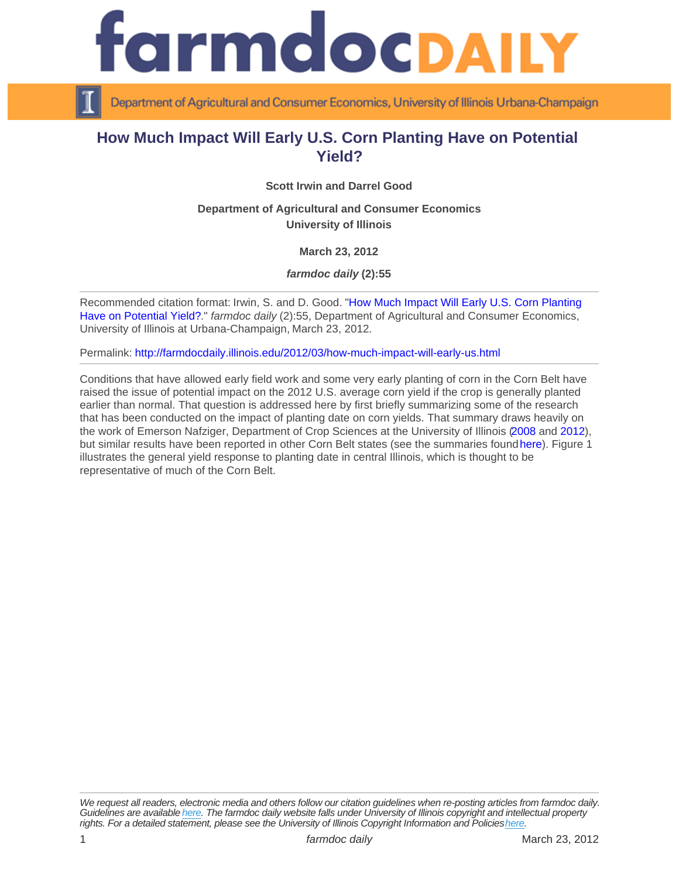# How Much Impact Will Early U.S. Corn Planting Have on Potential Yield?

**Scott Irwin and Darrel Good**

**Department of Agricultural and Consumer Economics**
**University of Illinois**

**March 23, 2012**

***farmdoc daily*** **(2):55**

---

Recommended citation format: Irwin, S. and D. Good. "How Much Impact Will Early U.S. Corn Planting Have on Potential Yield?." *farmdoc daily* (2):55, Department of Agricultural and Consumer Economics, University of Illinois at Urbana-Champaign, March 23, 2012.

Permalink: http://farmdocdaily.illinois.edu/2012/03/how-much-impact-will-early-us.html

---

Conditions that have allowed early field work and some very early planting of corn in the Corn Belt have raised the issue of potential impact on the 2012 U.S. average corn yield if the crop is generally planted earlier than normal. That question is addressed here by first briefly summarizing some of the research that has been conducted on the impact of planting date on corn yields. That summary draws heavily on the work of Emerson Nafziger, Department of Crop Sciences at the University of Illinois (2008 and 2012), but similar results have been reported in other Corn Belt states (see the summaries found here). Figure 1 illustrates the general yield response to planting date in central Illinois, which is thought to be representative of much of the Corn Belt.

---

*We request all readers, electronic media and others follow our citation guidelines when re-posting articles from farmdoc daily. Guidelines are available here. The farmdoc daily website falls under University of Illinois copyright and intellectual property rights. For a detailed statement, please see the University of Illinois Copyright Information and Policies here.*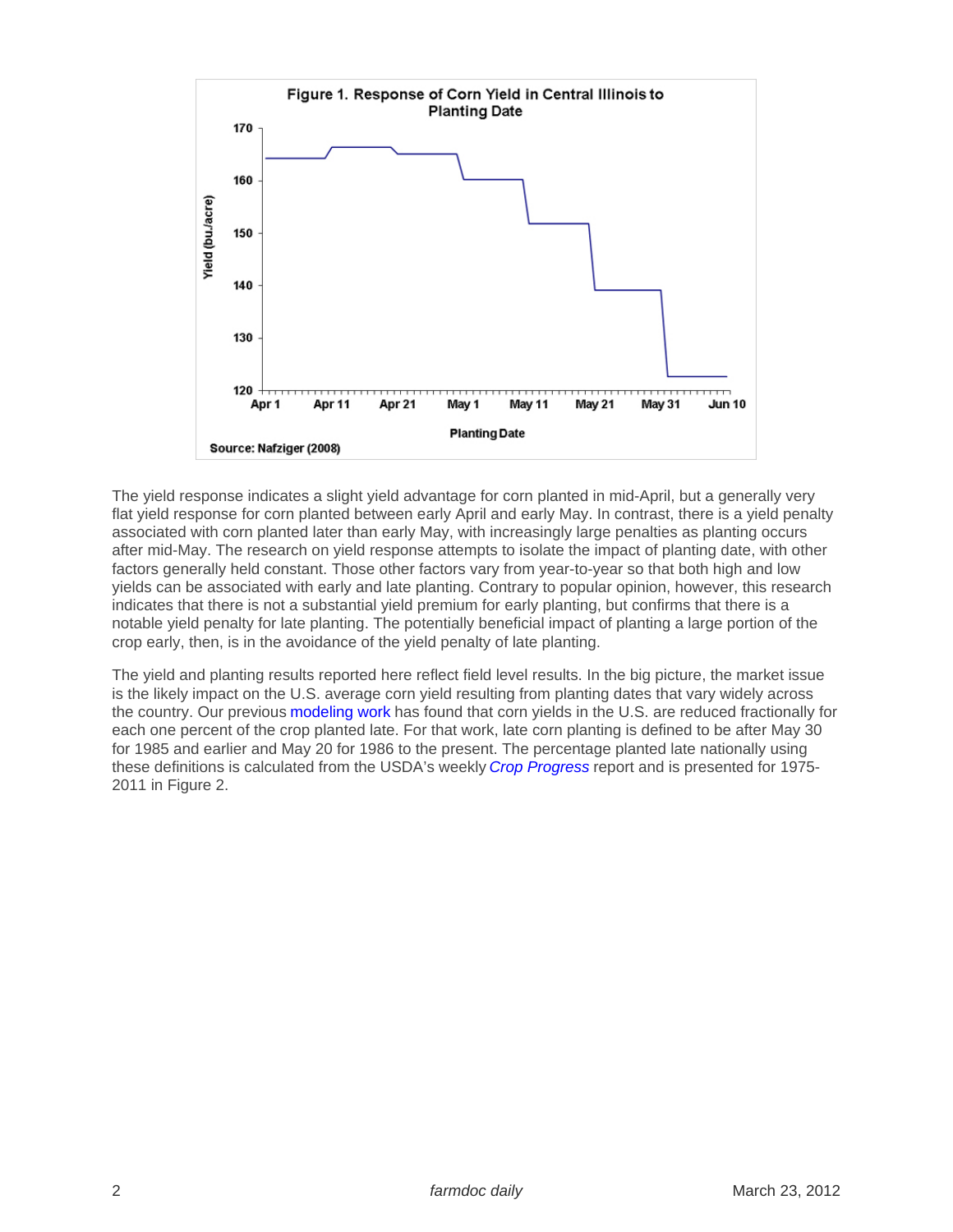Figure 1. Response of Corn Yield in Central Illinois to Planting Date

Source: Nafziger (2008)

The yield response indicates a slight yield advantage for corn planted in mid-April, but a generally very flat yield response for corn planted between early April and early May. In contrast, there is a yield penalty associated with corn planted later than early May, with increasingly large penalties as planting occurs after mid-May. The research on yield response attempts to isolate the impact of planting date, with other factors generally held constant. Those other factors vary from year-to-year so that both high and low yields can be associated with early and late planting. Contrary to popular opinion, however, this research indicates that there is not a substantial yield premium for early planting, but confirms that there is a notable yield penalty for late planting. The potentially beneficial impact of planting a large portion of the crop early, then, is in the avoidance of the yield penalty of late planting.

The yield and planting results reported here reflect field level results. In the big picture, the market issue is the likely impact on the U.S. average corn yield resulting from planting dates that vary widely across the country. Our previous modeling work has found that corn yields in the U.S. are reduced fractionally for each one percent of the crop planted late. For that work, late corn planting is defined to be after May 30 for 1985 and earlier and May 20 for 1986 to the present. The percentage planted late nationally using these definitions is calculated from the USDA's weekly *Crop Progress* report and is presented for 1975-2011 in Figure 2.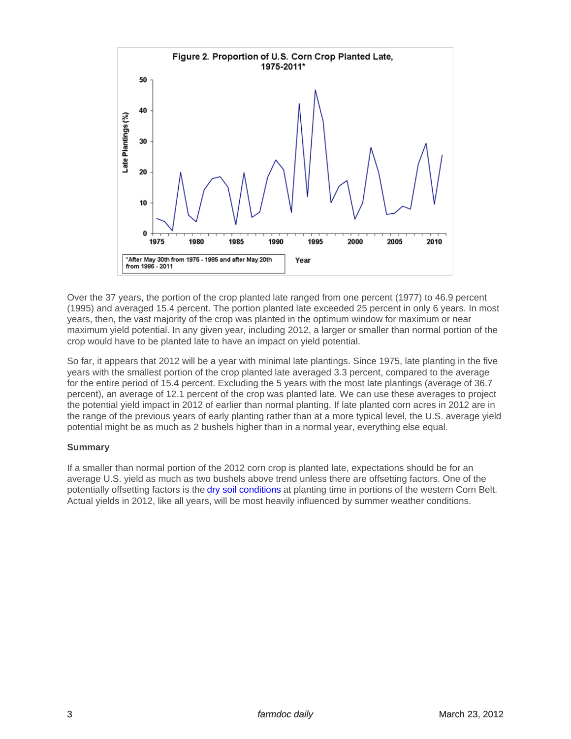Figure 2. Proportion of U.S. Corn Crop Planted Late, 1975-2011*

Late Plantings (%)

50

40

30

20

10

0

1975 1980 1985 1990 1995 2000 2005 2010

Year

*After May 30th from 1975 - 1985 and after May 20th from 1986 - 2011

Over the 37 years, the portion of the crop planted late ranged from one percent (1977) to 46.9 percent (1995) and averaged 15.4 percent. The portion planted late exceeded 25 percent in only 6 years. In most years, then, the vast majority of the crop was planted in the optimum window for maximum or near maximum yield potential. In any given year, including 2012, a larger or smaller than normal portion of the crop would have to be planted late to have an impact on yield potential.

So far, it appears that 2012 will be a year with minimal late plantings. Since 1975, late planting in the five years with the smallest portion of the crop planted late averaged 3.3 percent, compared to the average for the entire period of 15.4 percent. Excluding the 5 years with the most late plantings (average of 36.7 percent), an average of 12.1 percent of the crop was planted late. We can use these averages to project the potential yield impact in 2012 of earlier than normal planting. If late planted corn acres in 2012 are in the range of the previous years of early planting rather than at a more typical level, the U.S. average yield potential might be as much as 2 bushels higher than in a normal year, everything else equal.

**Summary**

If a smaller than normal portion of the 2012 corn crop is planted late, expectations should be for an average U.S. yield as much as two bushels above trend unless there are offsetting factors. One of the potentially offsetting factors is the dry soil conditions at planting time in portions of the western Corn Belt. Actual yields in 2012, like all years, will be most heavily influenced by summer weather conditions.